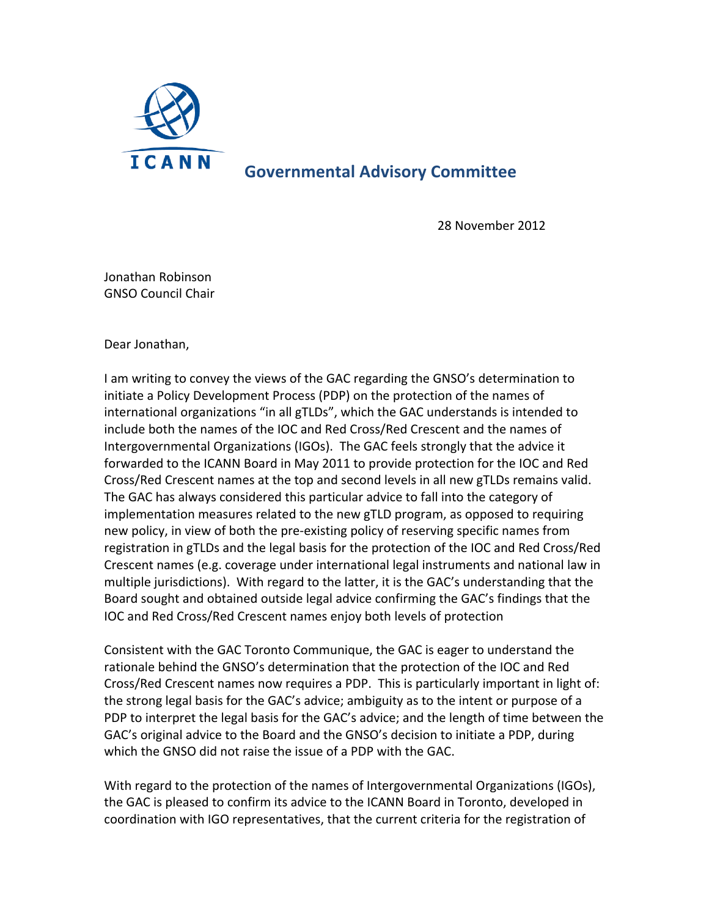ICANN

**Governmental Advisory Committee**

28 November 2012

Jonathan Robinson
GNSO Council Chair

Dear Jonathan,

I am writing to convey the views of the GAC regarding the GNSO's determination to initiate a Policy Development Process (PDP) on the protection of the names of international organizations "in all gTLDs", which the GAC understands is intended to include both the names of the IOC and Red Cross/Red Crescent and the names of Intergovernmental Organizations (IGOs). The GAC feels strongly that the advice it forwarded to the ICANN Board in May 2011 to provide protection for the IOC and Red Cross/Red Crescent names at the top and second levels in all new gTLDs remains valid. The GAC has always considered this particular advice to fall into the category of implementation measures related to the new gTLD program, as opposed to requiring new policy, in view of both the pre-existing policy of reserving specific names from registration in gTLDs and the legal basis for the protection of the IOC and Red Cross/Red Crescent names (e.g. coverage under international legal instruments and national law in multiple jurisdictions). With regard to the latter, it is the GAC's understanding that the Board sought and obtained outside legal advice confirming the GAC's findings that the IOC and Red Cross/Red Crescent names enjoy both levels of protection

Consistent with the GAC Toronto Communique, the GAC is eager to understand the rationale behind the GNSO's determination that the protection of the IOC and Red Cross/Red Crescent names now requires a PDP. This is particularly important in light of: the strong legal basis for the GAC's advice; ambiguity as to the intent or purpose of a PDP to interpret the legal basis for the GAC's advice; and the length of time between the GAC's original advice to the Board and the GNSO's decision to initiate a PDP, during which the GNSO did not raise the issue of a PDP with the GAC.

With regard to the protection of the names of Intergovernmental Organizations (IGOs), the GAC is pleased to confirm its advice to the ICANN Board in Toronto, developed in coordination with IGO representatives, that the current criteria for the registration of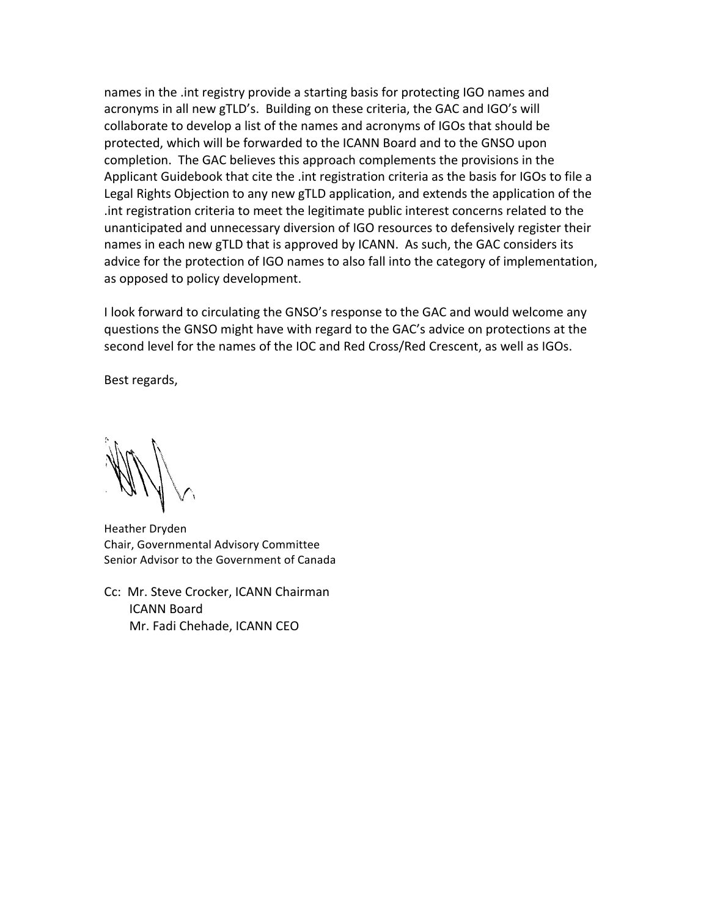names in the .int registry provide a starting basis for protecting IGO names and acronyms in all new gTLD's. Building on these criteria, the GAC and IGO's will collaborate to develop a list of the names and acronyms of IGOs that should be protected, which will be forwarded to the ICANN Board and to the GNSO upon completion. The GAC believes this approach complements the provisions in the Applicant Guidebook that cite the .int registration criteria as the basis for IGOs to file a Legal Rights Objection to any new gTLD application, and extends the application of the .int registration criteria to meet the legitimate public interest concerns related to the unanticipated and unnecessary diversion of IGO resources to defensively register their names in each new gTLD that is approved by ICANN. As such, the GAC considers its advice for the protection of IGO names to also fall into the category of implementation, as opposed to policy development.

I look forward to circulating the GNSO's response to the GAC and would welcome any questions the GNSO might have with regard to the GAC's advice on protections at the second level for the names of the IOC and Red Cross/Red Crescent, as well as IGOs.

Best regards,

Heather Dryden
Chair, Governmental Advisory Committee
Senior Advisor to the Government of Canada

Cc: Mr. Steve Crocker, ICANN Chairman
ICANN Board
Mr. Fadi Chehade, ICANN CEO